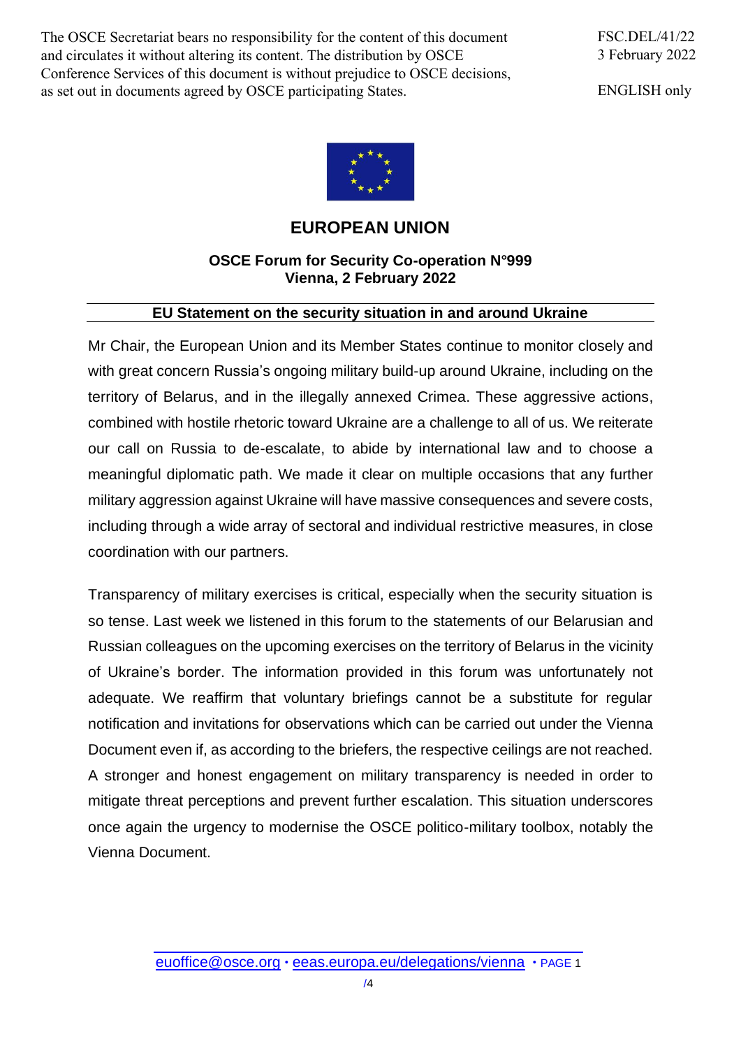The OSCE Secretariat bears no responsibility for the content of this document and circulates it without altering its content. The distribution by OSCE Conference Services of this document is without prejudice to OSCE decisions, as set out in documents agreed by OSCE participating States.

FSC.DEL/41/22
3 February 2022

ENGLISH only

# EUROPEAN UNION

## OSCE Forum for Security Co-operation N°999
## Vienna, 2 February 2022

### EU Statement on the security situation in and around Ukraine

Mr Chair, the European Union and its Member States continue to monitor closely and with great concern Russia's ongoing military build-up around Ukraine, including on the territory of Belarus, and in the illegally annexed Crimea. These aggressive actions, combined with hostile rhetoric toward Ukraine are a challenge to all of us. We reiterate our call on Russia to de-escalate, to abide by international law and to choose a meaningful diplomatic path. We made it clear on multiple occasions that any further military aggression against Ukraine will have massive consequences and severe costs, including through a wide array of sectoral and individual restrictive measures, in close coordination with our partners.

Transparency of military exercises is critical, especially when the security situation is so tense. Last week we listened in this forum to the statements of our Belarusian and Russian colleagues on the upcoming exercises on the territory of Belarus in the vicinity of Ukraine's border. The information provided in this forum was unfortunately not adequate. We reaffirm that voluntary briefings cannot be a substitute for regular notification and invitations for observations which can be carried out under the Vienna Document even if, as according to the briefers, the respective ceilings are not reached. A stronger and honest engagement on military transparency is needed in order to mitigate threat perceptions and prevent further escalation. This situation underscores once again the urgency to modernise the OSCE politico-military toolbox, notably the Vienna Document.

euoffice@osce.org • eeas.europa.eu/delegations/vienna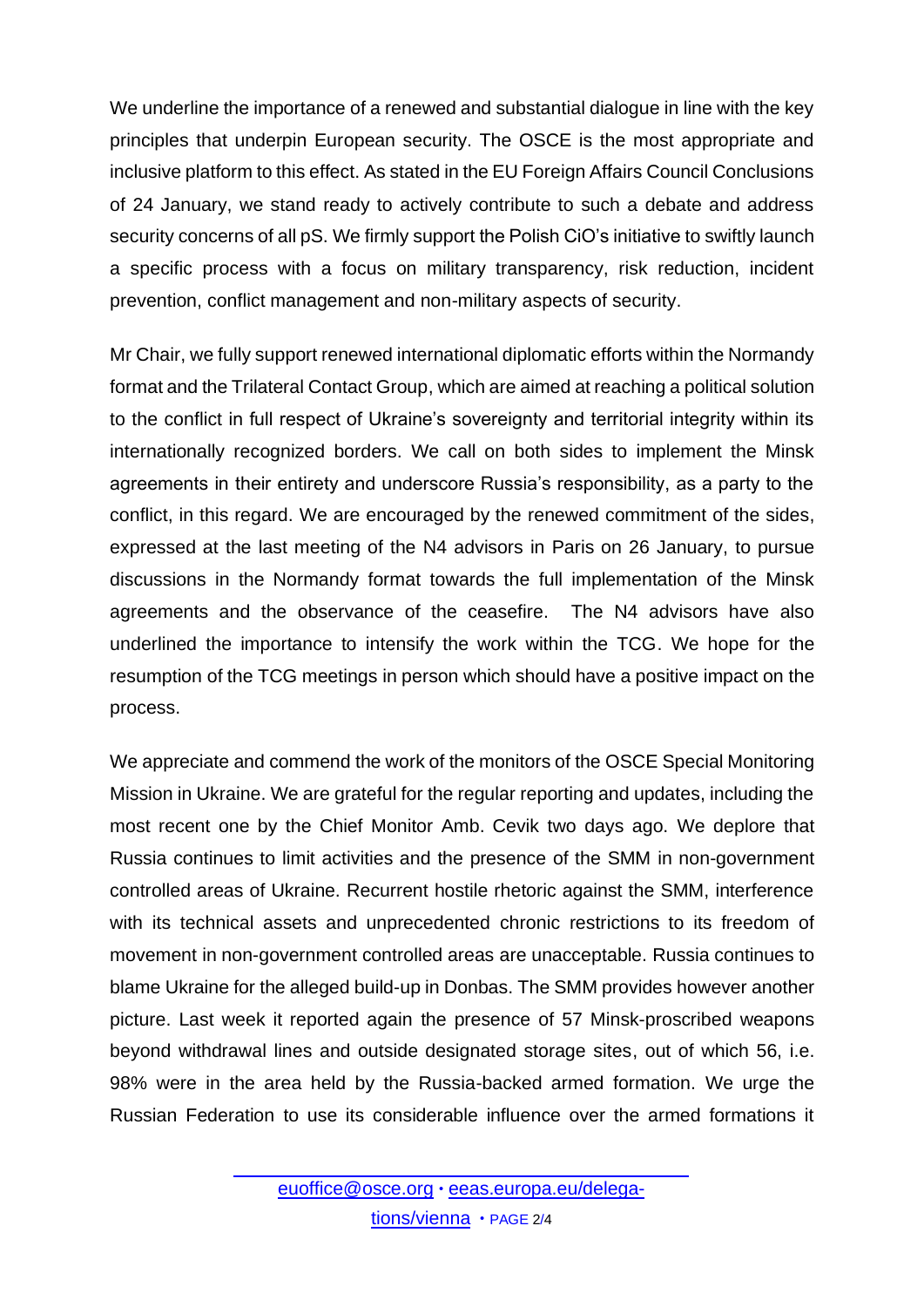We underline the importance of a renewed and substantial dialogue in line with the key principles that underpin European security. The OSCE is the most appropriate and inclusive platform to this effect. As stated in the EU Foreign Affairs Council Conclusions of 24 January, we stand ready to actively contribute to such a debate and address security concerns of all pS. We firmly support the Polish CiO's initiative to swiftly launch a specific process with a focus on military transparency, risk reduction, incident prevention, conflict management and non-military aspects of security.

Mr Chair, we fully support renewed international diplomatic efforts within the Normandy format and the Trilateral Contact Group, which are aimed at reaching a political solution to the conflict in full respect of Ukraine's sovereignty and territorial integrity within its internationally recognized borders. We call on both sides to implement the Minsk agreements in their entirety and underscore Russia's responsibility, as a party to the conflict, in this regard. We are encouraged by the renewed commitment of the sides, expressed at the last meeting of the N4 advisors in Paris on 26 January, to pursue discussions in the Normandy format towards the full implementation of the Minsk agreements and the observance of the ceasefire. The N4 advisors have also underlined the importance to intensify the work within the TCG. We hope for the resumption of the TCG meetings in person which should have a positive impact on the process.

We appreciate and commend the work of the monitors of the OSCE Special Monitoring Mission in Ukraine. We are grateful for the regular reporting and updates, including the most recent one by the Chief Monitor Amb. Cevik two days ago. We deplore that Russia continues to limit activities and the presence of the SMM in non-government controlled areas of Ukraine. Recurrent hostile rhetoric against the SMM, interference with its technical assets and unprecedented chronic restrictions to its freedom of movement in non-government controlled areas are unacceptable. Russia continues to blame Ukraine for the alleged build-up in Donbas. The SMM provides however another picture. Last week it reported again the presence of 57 Minsk-proscribed weapons beyond withdrawal lines and outside designated storage sites, out of which 56, i.e. 98% were in the area held by the Russia-backed armed formation. We urge the Russian Federation to use its considerable influence over the armed formations it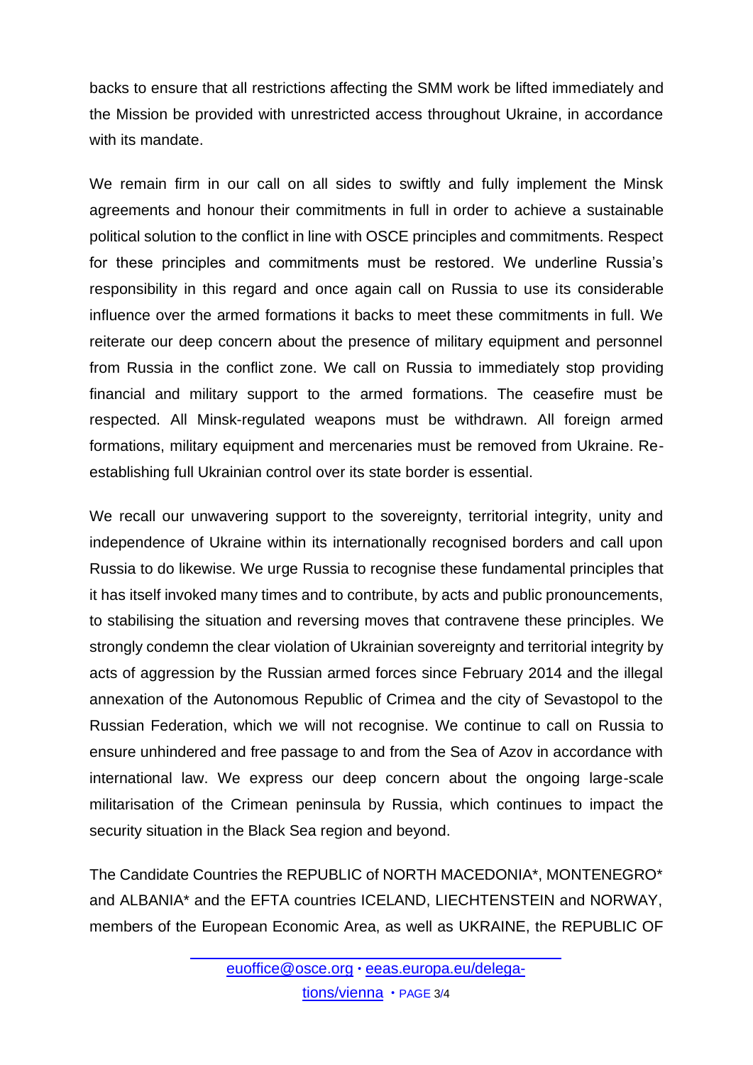backs to ensure that all restrictions affecting the SMM work be lifted immediately and the Mission be provided with unrestricted access throughout Ukraine, in accordance with its mandate.

We remain firm in our call on all sides to swiftly and fully implement the Minsk agreements and honour their commitments in full in order to achieve a sustainable political solution to the conflict in line with OSCE principles and commitments. Respect for these principles and commitments must be restored. We underline Russia's responsibility in this regard and once again call on Russia to use its considerable influence over the armed formations it backs to meet these commitments in full. We reiterate our deep concern about the presence of military equipment and personnel from Russia in the conflict zone. We call on Russia to immediately stop providing financial and military support to the armed formations. The ceasefire must be respected. All Minsk-regulated weapons must be withdrawn. All foreign armed formations, military equipment and mercenaries must be removed from Ukraine. Re-establishing full Ukrainian control over its state border is essential.

We recall our unwavering support to the sovereignty, territorial integrity, unity and independence of Ukraine within its internationally recognised borders and call upon Russia to do likewise. We urge Russia to recognise these fundamental principles that it has itself invoked many times and to contribute, by acts and public pronouncements, to stabilising the situation and reversing moves that contravene these principles. We strongly condemn the clear violation of Ukrainian sovereignty and territorial integrity by acts of aggression by the Russian armed forces since February 2014 and the illegal annexation of the Autonomous Republic of Crimea and the city of Sevastopol to the Russian Federation, which we will not recognise. We continue to call on Russia to ensure unhindered and free passage to and from the Sea of Azov in accordance with international law. We express our deep concern about the ongoing large-scale militarisation of the Crimean peninsula by Russia, which continues to impact the security situation in the Black Sea region and beyond.

The Candidate Countries the REPUBLIC of NORTH MACEDONIA*, MONTENEGRO* and ALBANIA* and the EFTA countries ICELAND, LIECHTENSTEIN and NORWAY, members of the European Economic Area, as well as UKRAINE, the REPUBLIC OF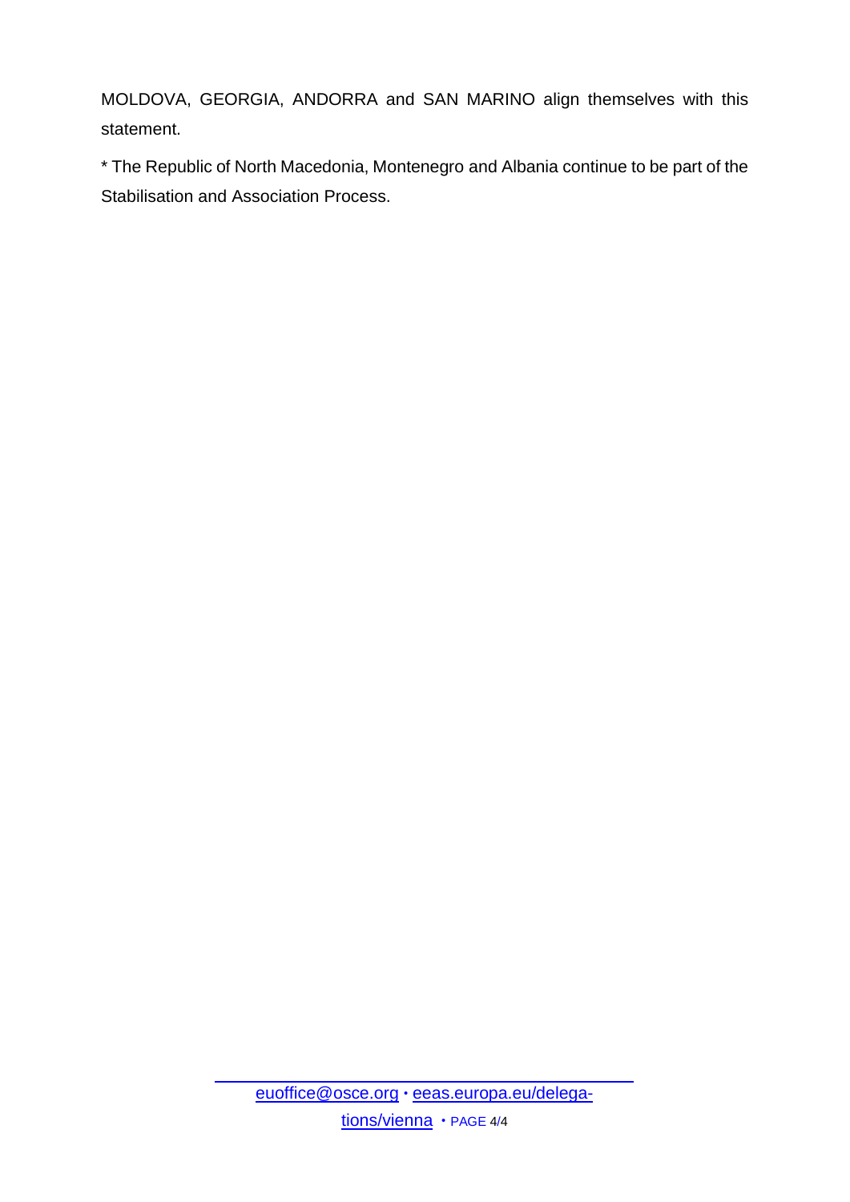MOLDOVA, GEORGIA, ANDORRA and SAN MARINO align themselves with this statement.

* The Republic of North Macedonia, Montenegro and Albania continue to be part of the Stabilisation and Association Process.